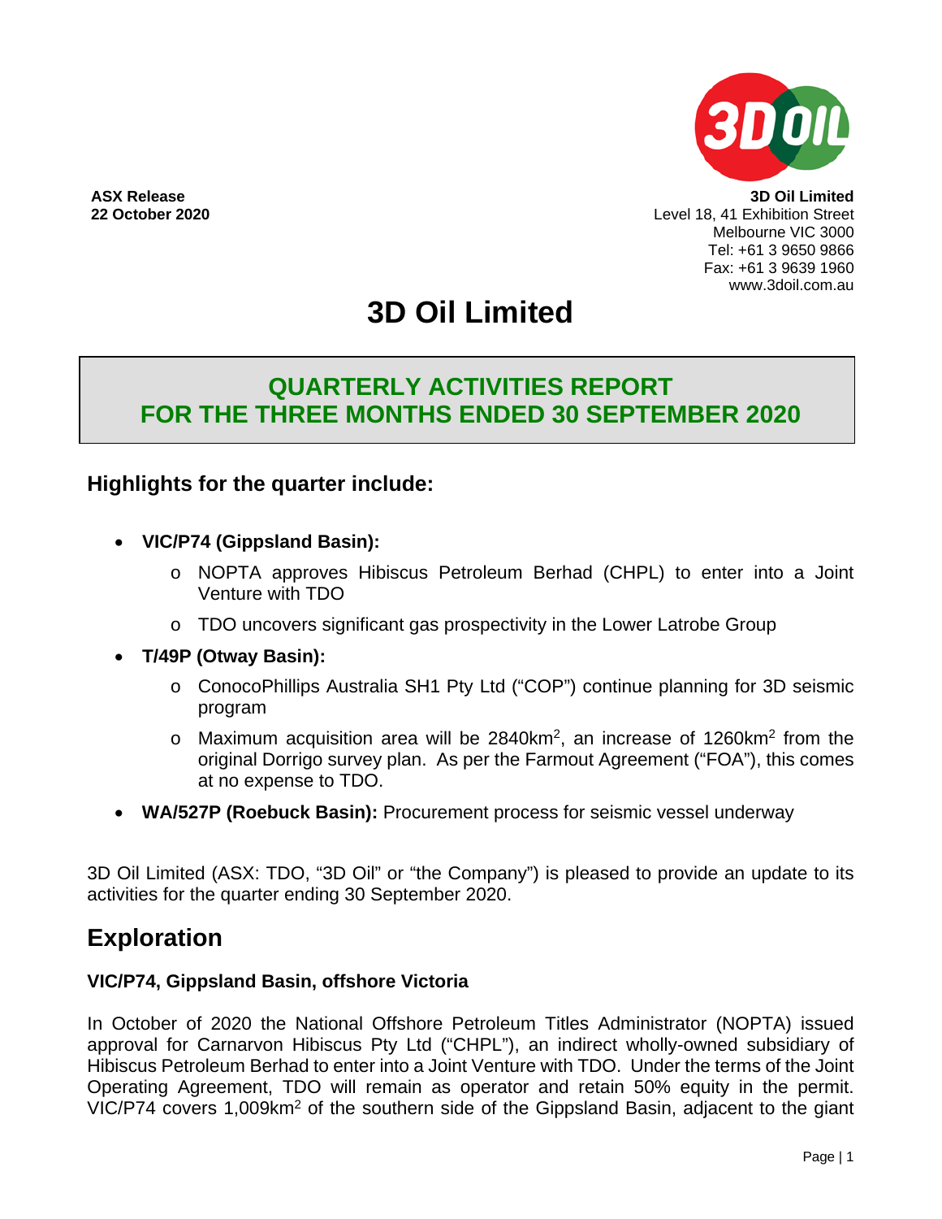**ASX Release**
**22 October 2020**

**3D Oil Limited**
Level 18, 41 Exhibition Street
Melbourne VIC 3000
Tel: +61 3 9650 9866
Fax: +61 3 9639 1960
www.3doil.com.au

# 3D Oil Limited

## QUARTERLY ACTIVITIES REPORT FOR THE THREE MONTHS ENDED 30 SEPTEMBER 2020

### Highlights for the quarter include:

- **VIC/P74 (Gippsland Basin):**
  - NOPTA approves Hibiscus Petroleum Berhad (CHPL) to enter into a Joint Venture with TDO
  - TDO uncovers significant gas prospectivity in the Lower Latrobe Group
- **T/49P (Otway Basin):**
  - ConocoPhillips Australia SH1 Pty Ltd ("COP") continue planning for 3D seismic program
  - Maximum acquisition area will be 2840km$^2$, an increase of 1260km$^2$ from the original Dorrigo survey plan. As per the Farmout Agreement ("FOA"), this comes at no expense to TDO.
- **WA/527P (Roebuck Basin):** Procurement process for seismic vessel underway

3D Oil Limited (ASX: TDO, "3D Oil" or "the Company") is pleased to provide an update to its activities for the quarter ending 30 September 2020.

## Exploration

### VIC/P74, Gippsland Basin, offshore Victoria

In October of 2020 the National Offshore Petroleum Titles Administrator (NOPTA) issued approval for Carnarvon Hibiscus Pty Ltd ("CHPL"), an indirect wholly-owned subsidiary of Hibiscus Petroleum Berhad to enter into a Joint Venture with TDO. Under the terms of the Joint Operating Agreement, TDO will remain as operator and retain 50% equity in the permit. VIC/P74 covers 1,009km$^2$ of the southern side of the Gippsland Basin, adjacent to the giant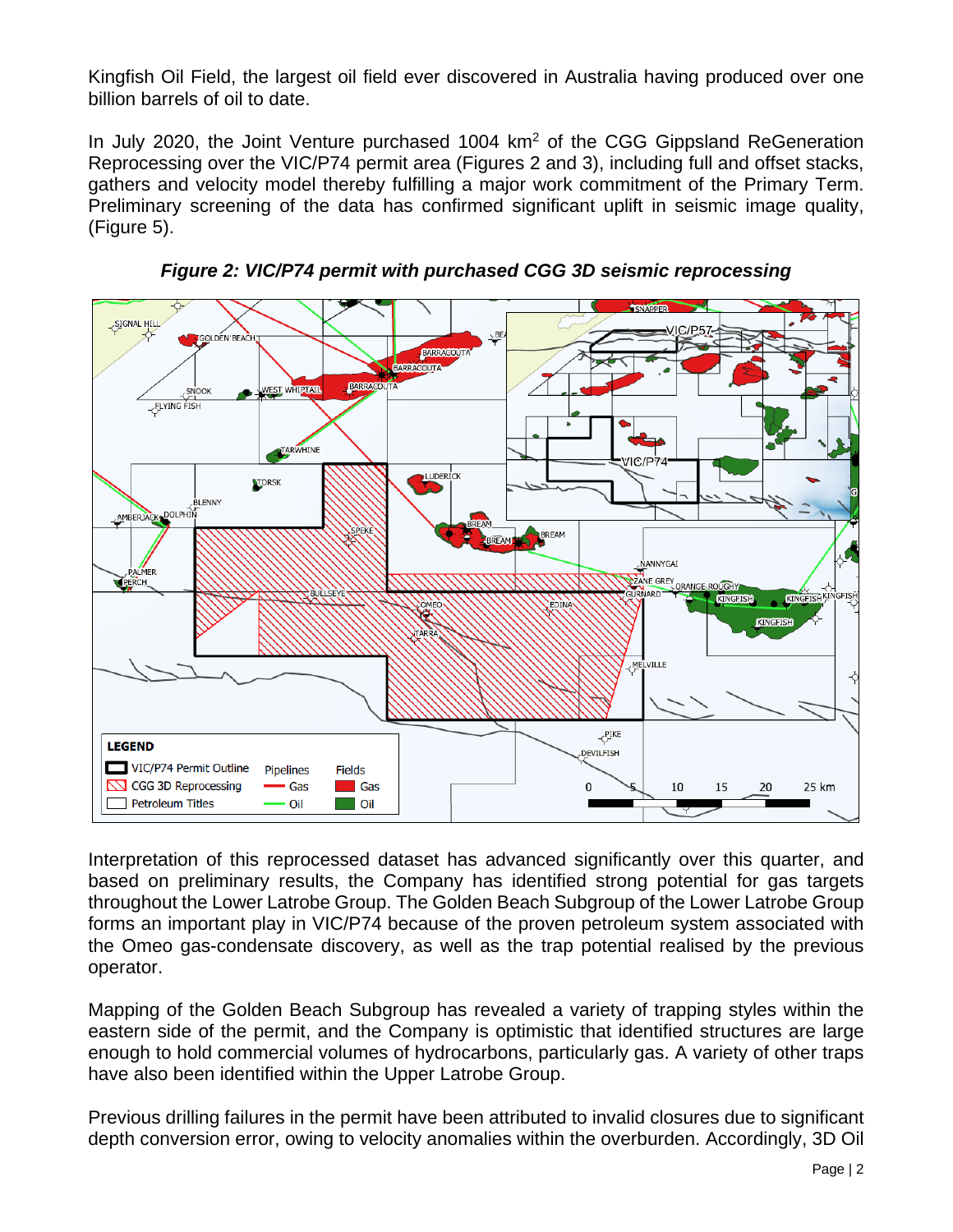Kingfish Oil Field, the largest oil field ever discovered in Australia having produced over one billion barrels of oil to date.

In July 2020, the Joint Venture purchased 1004 km$^2$ of the CGG Gippsland ReGeneration Reprocessing over the VIC/P74 permit area (Figures 2 and 3), including full and offset stacks, gathers and velocity model thereby fulfilling a major work commitment of the Primary Term. Preliminary screening of the data has confirmed significant uplift in seismic image quality, (Figure 5).

***Figure 2: VIC/P74 permit with purchased CGG 3D seismic reprocessing***

Interpretation of this reprocessed dataset has advanced significantly over this quarter, and based on preliminary results, the Company has identified strong potential for gas targets throughout the Lower Latrobe Group. The Golden Beach Subgroup of the Lower Latrobe Group forms an important play in VIC/P74 because of the proven petroleum system associated with the Omeo gas-condensate discovery, as well as the trap potential realised by the previous operator.

Mapping of the Golden Beach Subgroup has revealed a variety of trapping styles within the eastern side of the permit, and the Company is optimistic that identified structures are large enough to hold commercial volumes of hydrocarbons, particularly gas. A variety of other traps have also been identified within the Upper Latrobe Group.

Previous drilling failures in the permit have been attributed to invalid closures due to significant depth conversion error, owing to velocity anomalies within the overburden. Accordingly, 3D Oil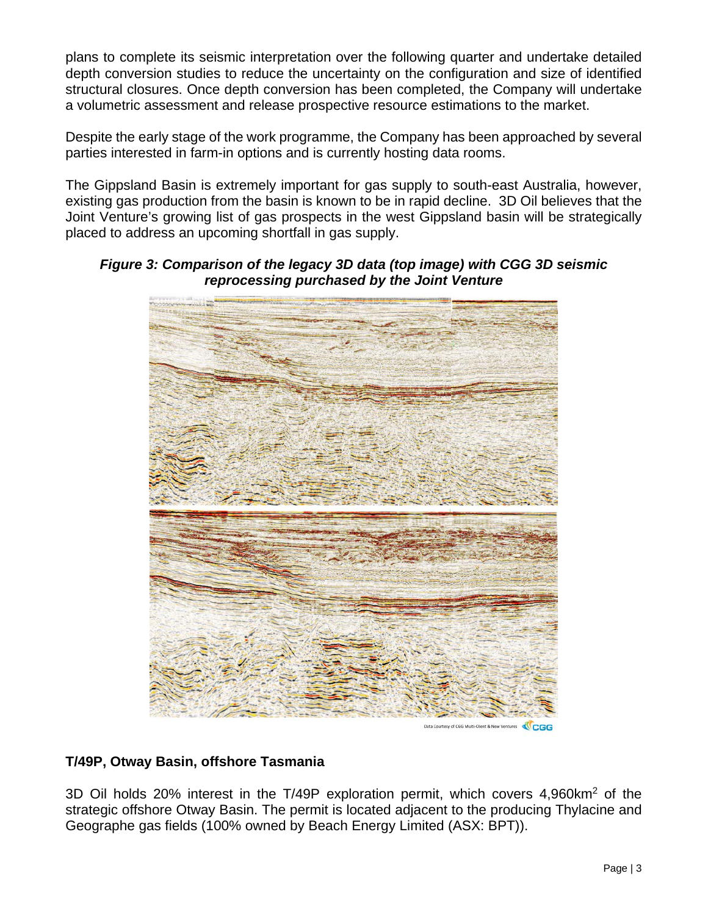plans to complete its seismic interpretation over the following quarter and undertake detailed depth conversion studies to reduce the uncertainty on the configuration and size of identified structural closures. Once depth conversion has been completed, the Company will undertake a volumetric assessment and release prospective resource estimations to the market.

Despite the early stage of the work programme, the Company has been approached by several parties interested in farm-in options and is currently hosting data rooms.

The Gippsland Basin is extremely important for gas supply to south-east Australia, however, existing gas production from the basin is known to be in rapid decline. 3D Oil believes that the Joint Venture's growing list of gas prospects in the west Gippsland basin will be strategically placed to address an upcoming shortfall in gas supply.

***Figure 3: Comparison of the legacy 3D data (top image) with CGG 3D seismic reprocessing purchased by the Joint Venture***

Data Courtesy of CGG Multi-Client & New Ventures CGG

## T/49P, Otway Basin, offshore Tasmania

3D Oil holds 20% interest in the T/49P exploration permit, which covers 4,960km$^2$ of the strategic offshore Otway Basin. The permit is located adjacent to the producing Thylacine and Geographe gas fields (100% owned by Beach Energy Limited (ASX: BPT)).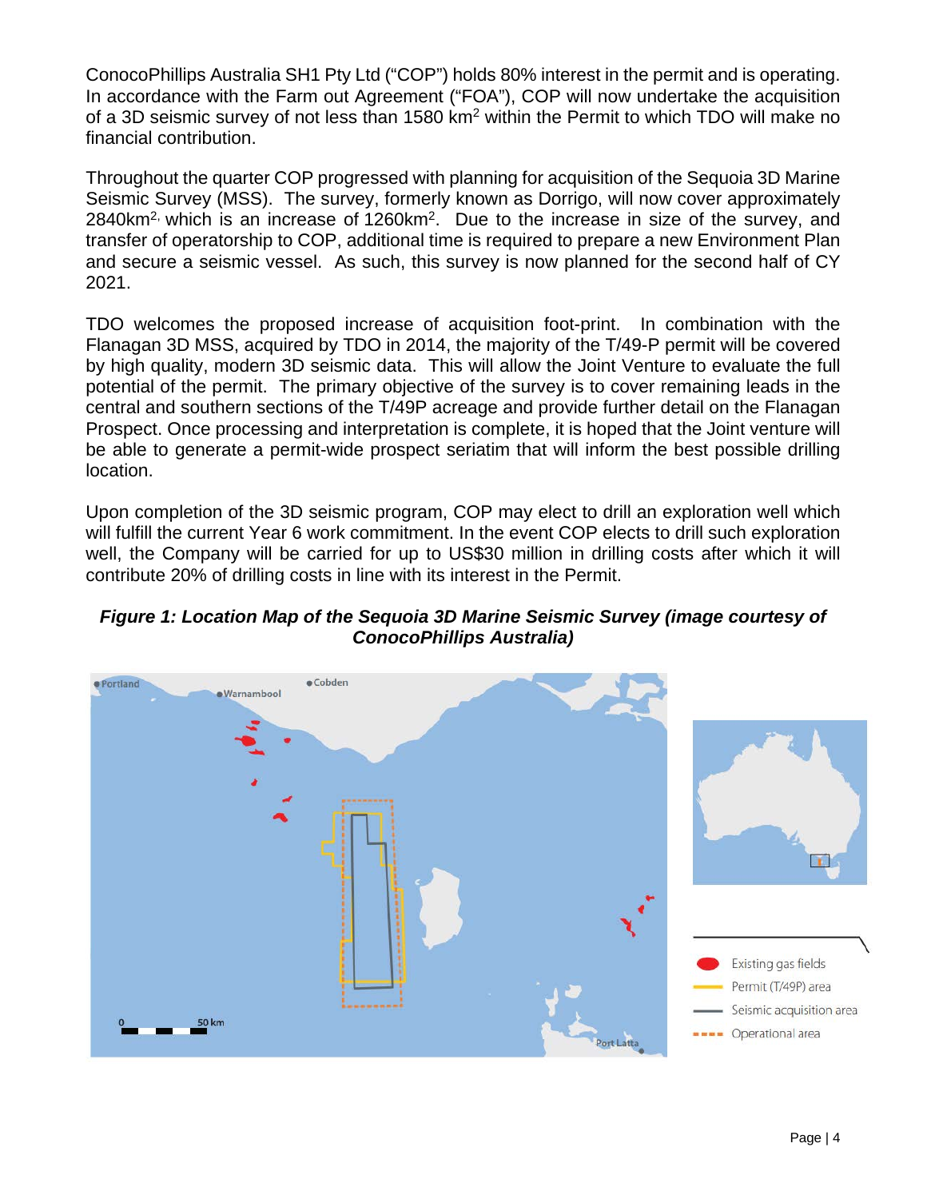ConocoPhillips Australia SH1 Pty Ltd ("COP") holds 80% interest in the permit and is operating. In accordance with the Farm out Agreement ("FOA"), COP will now undertake the acquisition of a 3D seismic survey of not less than 1580 km$^2$ within the Permit to which TDO will make no financial contribution.

Throughout the quarter COP progressed with planning for acquisition of the Sequoia 3D Marine Seismic Survey (MSS). The survey, formerly known as Dorrigo, will now cover approximately 2840km$^2$, which is an increase of 1260km$^2$. Due to the increase in size of the survey, and transfer of operatorship to COP, additional time is required to prepare a new Environment Plan and secure a seismic vessel. As such, this survey is now planned for the second half of CY 2021.

TDO welcomes the proposed increase of acquisition foot-print. In combination with the Flanagan 3D MSS, acquired by TDO in 2014, the majority of the T/49-P permit will be covered by high quality, modern 3D seismic data. This will allow the Joint Venture to evaluate the full potential of the permit. The primary objective of the survey is to cover remaining leads in the central and southern sections of the T/49P acreage and provide further detail on the Flanagan Prospect. Once processing and interpretation is complete, it is hoped that the Joint venture will be able to generate a permit-wide prospect seriatim that will inform the best possible drilling location.

Upon completion of the 3D seismic program, COP may elect to drill an exploration well which will fulfill the current Year 6 work commitment. In the event COP elects to drill such exploration well, the Company will be carried for up to US$30 million in drilling costs after which it will contribute 20% of drilling costs in line with its interest in the Permit.

***Figure 1: Location Map of the Sequoia 3D Marine Seismic Survey (image courtesy of ConocoPhillips Australia)***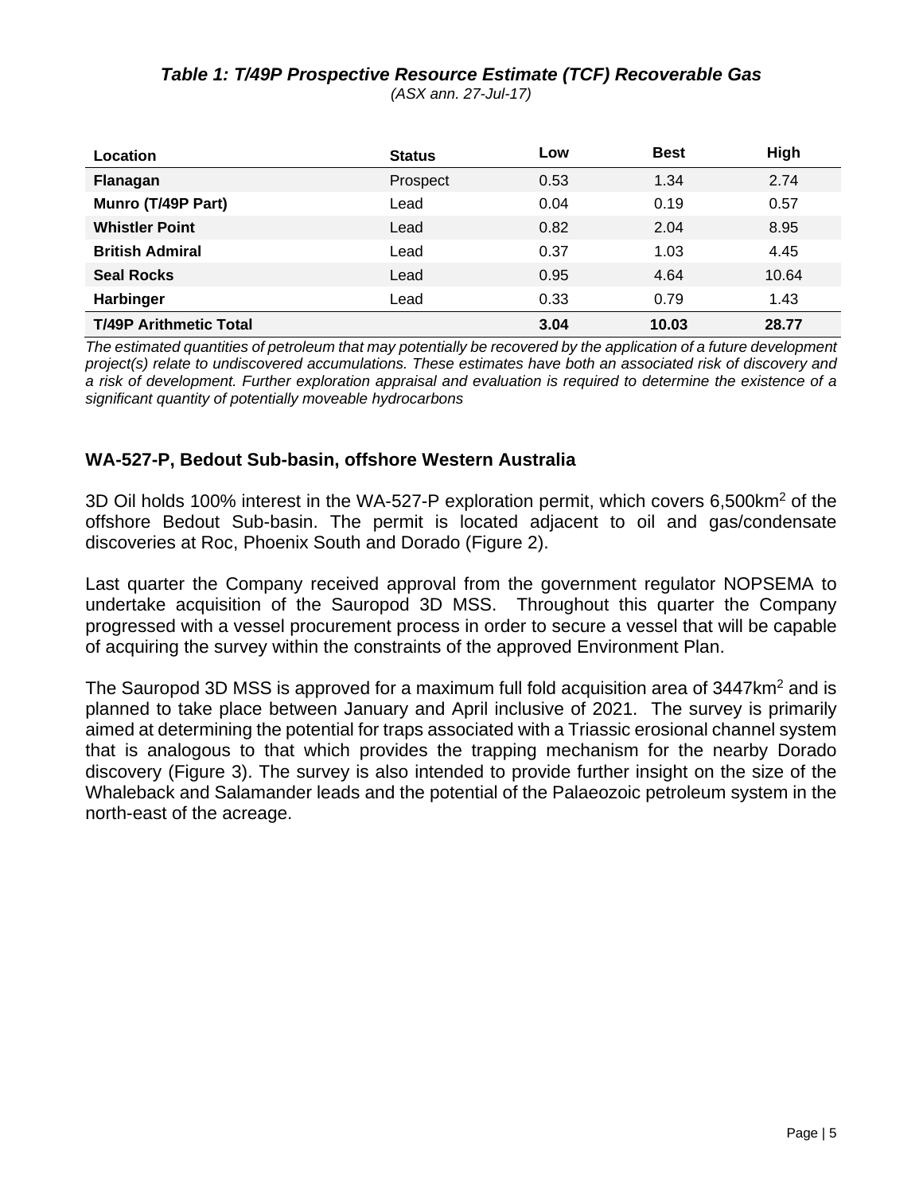***Table 1: T/49P Prospective Resource Estimate (TCF) Recoverable Gas***

*(ASX ann. 27-Jul-17)*

| Location | Status | Low | Best | High |
|---|---|---|---|---|
| **Flanagan** | Prospect | 0.53 | 1.34 | 2.74 |
| **Munro (T/49P Part)** | Lead | 0.04 | 0.19 | 0.57 |
| **Whistler Point** | Lead | 0.82 | 2.04 | 8.95 |
| **British Admiral** | Lead | 0.37 | 1.03 | 4.45 |
| **Seal Rocks** | Lead | 0.95 | 4.64 | 10.64 |
| **Harbinger** | Lead | 0.33 | 0.79 | 1.43 |
| **T/49P Arithmetic Total** | | **3.04** | **10.03** | **28.77** |

*The estimated quantities of petroleum that may potentially be recovered by the application of a future development project(s) relate to undiscovered accumulations. These estimates have both an associated risk of discovery and a risk of development. Further exploration appraisal and evaluation is required to determine the existence of a significant quantity of potentially moveable hydrocarbons*

## WA-527-P, Bedout Sub-basin, offshore Western Australia

3D Oil holds 100% interest in the WA-527-P exploration permit, which covers 6,500km$^2$ of the offshore Bedout Sub-basin. The permit is located adjacent to oil and gas/condensate discoveries at Roc, Phoenix South and Dorado (Figure 2).

Last quarter the Company received approval from the government regulator NOPSEMA to undertake acquisition of the Sauropod 3D MSS. Throughout this quarter the Company progressed with a vessel procurement process in order to secure a vessel that will be capable of acquiring the survey within the constraints of the approved Environment Plan.

The Sauropod 3D MSS is approved for a maximum full fold acquisition area of 3447km$^2$ and is planned to take place between January and April inclusive of 2021. The survey is primarily aimed at determining the potential for traps associated with a Triassic erosional channel system that is analogous to that which provides the trapping mechanism for the nearby Dorado discovery (Figure 3). The survey is also intended to provide further insight on the size of the Whaleback and Salamander leads and the potential of the Palaeozoic petroleum system in the north-east of the acreage.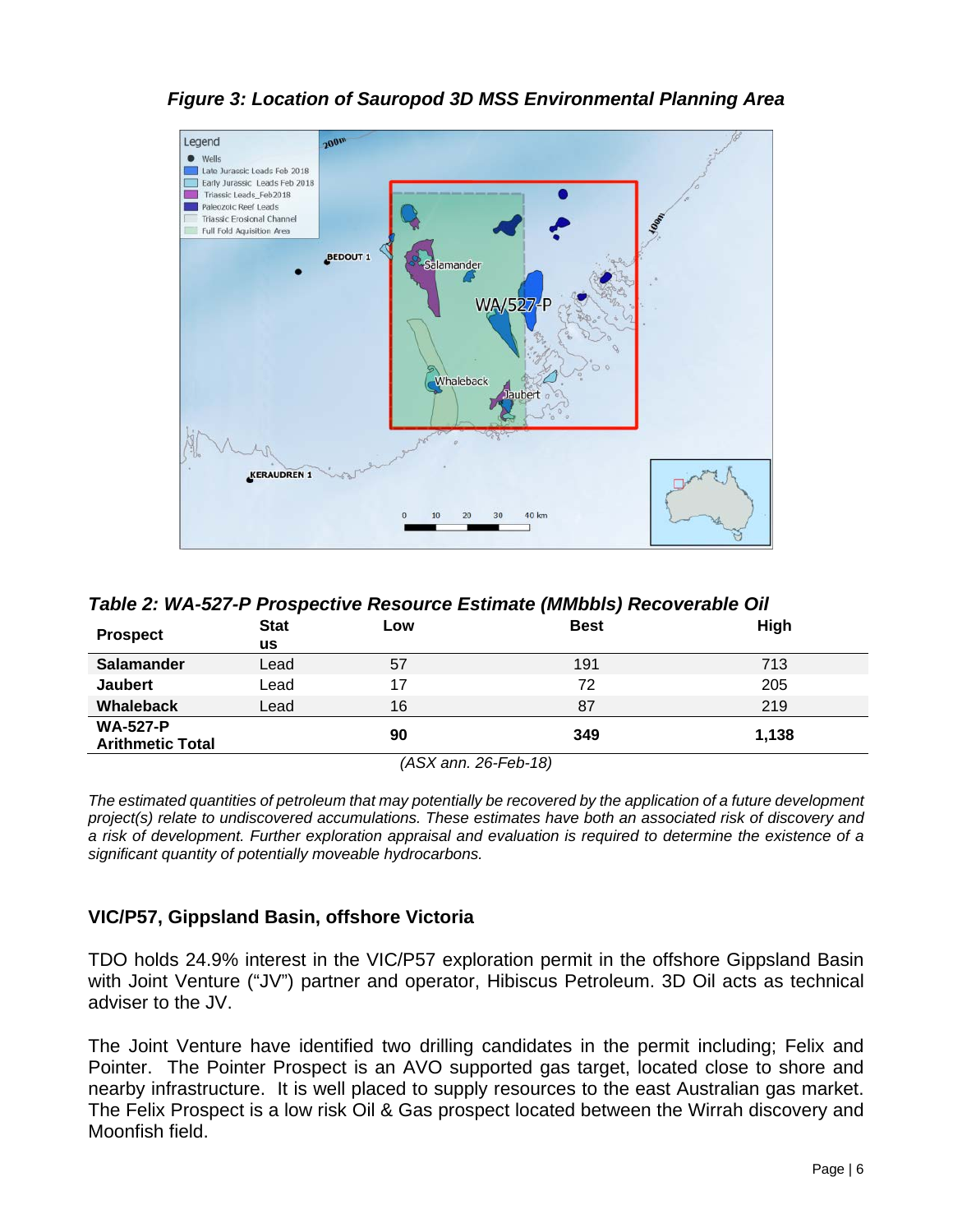***Figure 3: Location of Sauropod 3D MSS Environmental Planning Area***

***Table 2: WA-527-P Prospective Resource Estimate (MMbbls) Recoverable Oil***

| Prospect | Status | Low | Best | High |
|---|---|---|---|---|
| **Salamander** | Lead | 57 | 191 | 713 |
| **Jaubert** | Lead | 17 | 72 | 205 |
| **Whaleback** | Lead | 16 | 87 | 219 |
| **WA-527-P Arithmetic Total** | | **90** | **349** | **1,138** |

*(ASX ann. 26-Feb-18)*

*The estimated quantities of petroleum that may potentially be recovered by the application of a future development project(s) relate to undiscovered accumulations. These estimates have both an associated risk of discovery and a risk of development. Further exploration appraisal and evaluation is required to determine the existence of a significant quantity of potentially moveable hydrocarbons.*

## VIC/P57, Gippsland Basin, offshore Victoria

TDO holds 24.9% interest in the VIC/P57 exploration permit in the offshore Gippsland Basin with Joint Venture ("JV") partner and operator, Hibiscus Petroleum. 3D Oil acts as technical adviser to the JV.

The Joint Venture have identified two drilling candidates in the permit including; Felix and Pointer. The Pointer Prospect is an AVO supported gas target, located close to shore and nearby infrastructure. It is well placed to supply resources to the east Australian gas market. The Felix Prospect is a low risk Oil & Gas prospect located between the Wirrah discovery and Moonfish field.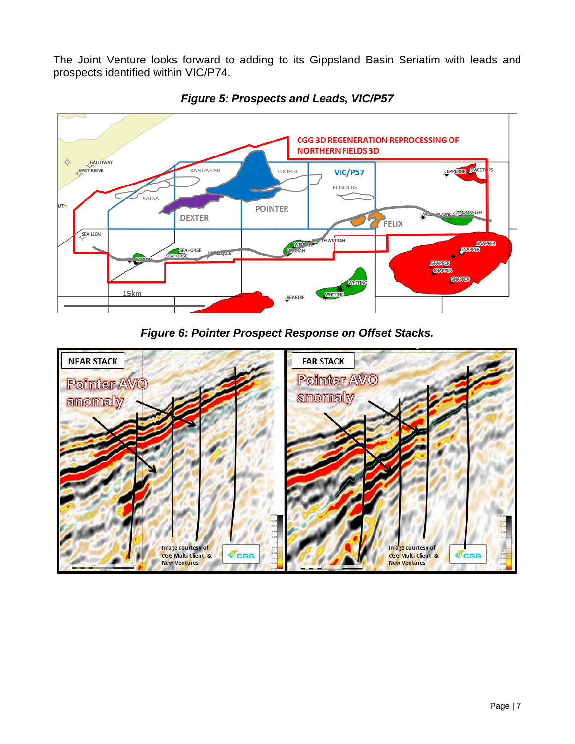The Joint Venture looks forward to adding to its Gippsland Basin Seriatim with leads and prospects identified within VIC/P74.

***Figure 5: Prospects and Leads, VIC/P57***

***Figure 6: Pointer Prospect Response on Offset Stacks.***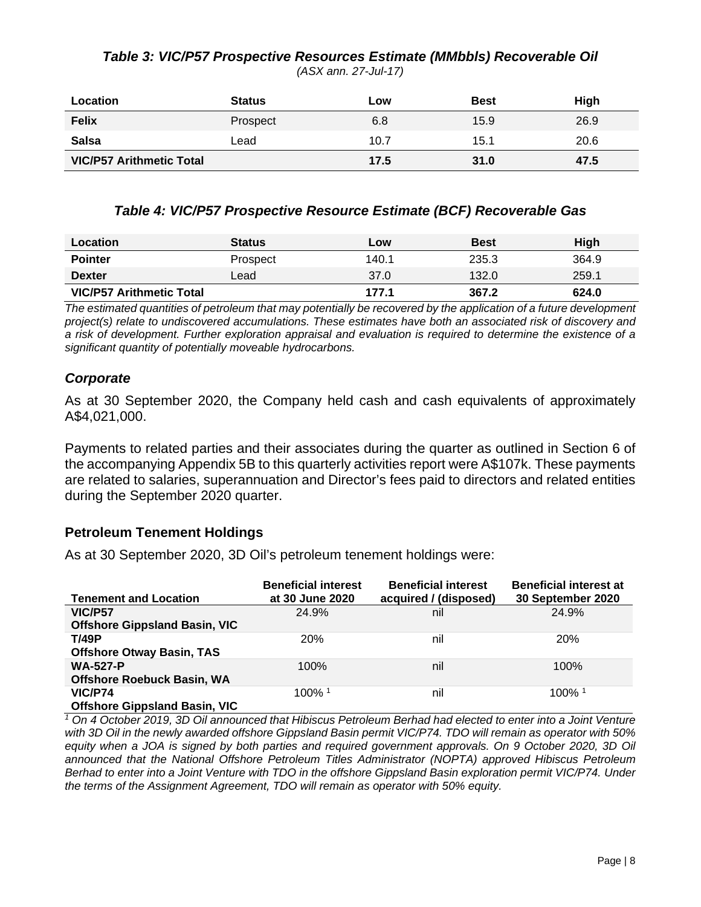### *Table 3: VIC/P57 Prospective Resources Estimate (MMbbls) Recoverable Oil*

*(ASX ann. 27-Jul-17)*

| Location | Status | Low | Best | High |
|---|---|---|---|---|
| **Felix** | Prospect | 6.8 | 15.9 | 26.9 |
| **Salsa** | Lead | 10.7 | 15.1 | 20.6 |
| **VIC/P57 Arithmetic Total** | | **17.5** | **31.0** | **47.5** |

### *Table 4: VIC/P57 Prospective Resource Estimate (BCF) Recoverable Gas*

| Location | Status | Low | Best | High |
|---|---|---|---|---|
| **Pointer** | Prospect | 140.1 | 235.3 | 364.9 |
| **Dexter** | Lead | 37.0 | 132.0 | 259.1 |
| **VIC/P57 Arithmetic Total** | | **177.1** | **367.2** | **624.0** |

*The estimated quantities of petroleum that may potentially be recovered by the application of a future development project(s) relate to undiscovered accumulations. These estimates have both an associated risk of discovery and a risk of development. Further exploration appraisal and evaluation is required to determine the existence of a significant quantity of potentially moveable hydrocarbons.*

## *Corporate*

As at 30 September 2020, the Company held cash and cash equivalents of approximately A$4,021,000.

Payments to related parties and their associates during the quarter as outlined in Section 6 of the accompanying Appendix 5B to this quarterly activities report were A$107k. These payments are related to salaries, superannuation and Director's fees paid to directors and related entities during the September 2020 quarter.

## Petroleum Tenement Holdings

As at 30 September 2020, 3D Oil's petroleum tenement holdings were:

| Tenement and Location | Beneficial interest at 30 June 2020 | Beneficial interest acquired / (disposed) | Beneficial interest at 30 September 2020 |
|---|---|---|---|
| **VIC/P57** **Offshore Gippsland Basin, VIC** | 24.9% | nil | 24.9% |
| **T/49P** **Offshore Otway Basin, TAS** | 20% | nil | 20% |
| **WA-527-P** **Offshore Roebuck Basin, WA** | 100% | nil | 100% |
| **VIC/P74** **Offshore Gippsland Basin, VIC** | 100% [1] | nil | 100% [1] |

*[1] On 4 October 2019, 3D Oil announced that Hibiscus Petroleum Berhad had elected to enter into a Joint Venture with 3D Oil in the newly awarded offshore Gippsland Basin permit VIC/P74. TDO will remain as operator with 50% equity when a JOA is signed by both parties and required government approvals. On 9 October 2020, 3D Oil announced that the National Offshore Petroleum Titles Administrator (NOPTA) approved Hibiscus Petroleum Berhad to enter into a Joint Venture with TDO in the offshore Gippsland Basin exploration permit VIC/P74. Under the terms of the Assignment Agreement, TDO will remain as operator with 50% equity.*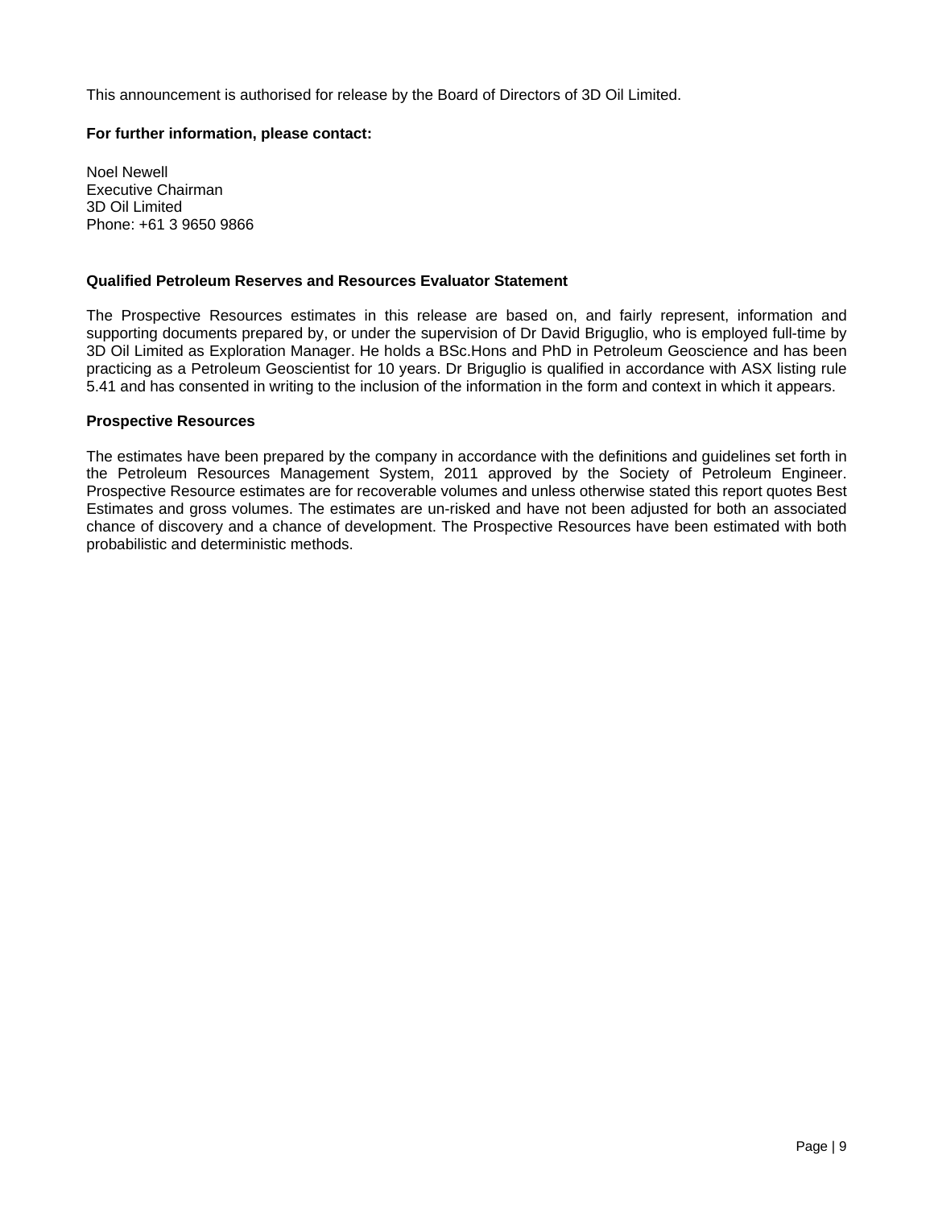This announcement is authorised for release by the Board of Directors of 3D Oil Limited.

**For further information, please contact:**

Noel Newell
Executive Chairman
3D Oil Limited
Phone: +61 3 9650 9866

**Qualified Petroleum Reserves and Resources Evaluator Statement**

The Prospective Resources estimates in this release are based on, and fairly represent, information and supporting documents prepared by, or under the supervision of Dr David Briguglio, who is employed full-time by 3D Oil Limited as Exploration Manager. He holds a BSc.Hons and PhD in Petroleum Geoscience and has been practicing as a Petroleum Geoscientist for 10 years. Dr Briguglio is qualified in accordance with ASX listing rule 5.41 and has consented in writing to the inclusion of the information in the form and context in which it appears.

**Prospective Resources**

The estimates have been prepared by the company in accordance with the definitions and guidelines set forth in the Petroleum Resources Management System, 2011 approved by the Society of Petroleum Engineer. Prospective Resource estimates are for recoverable volumes and unless otherwise stated this report quotes Best Estimates and gross volumes. The estimates are un-risked and have not been adjusted for both an associated chance of discovery and a chance of development. The Prospective Resources have been estimated with both probabilistic and deterministic methods.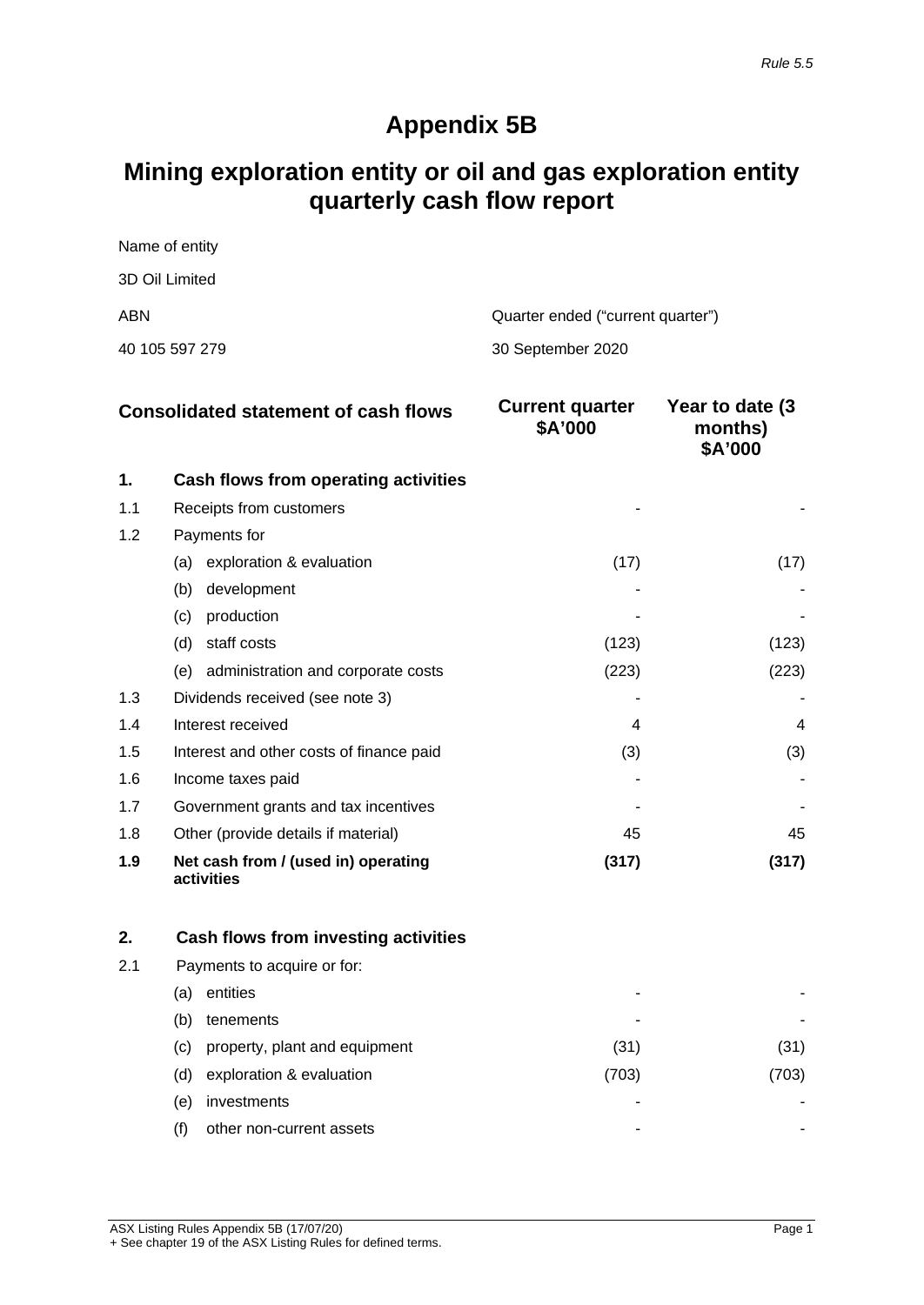*Rule 5.5*

# Appendix 5B

## Mining exploration entity or oil and gas exploration entity quarterly cash flow report

Name of entity

3D Oil Limited

| ABN | Quarter ended ("current quarter") |
|---|---|
| 40 105 597 279 | 30 September 2020 |

| | **Consolidated statement of cash flows** | **Current quarter \$A'000** | **Year to date (3 months) \$A'000** |
|---|---|---|---|
| **1.** | **Cash flows from operating activities** | | |
| 1.1 | Receipts from customers | - | - |
| 1.2 | Payments for | | |
| | (a) exploration & evaluation | (17) | (17) |
| | (b) development | - | - |
| | (c) production | - | - |
| | (d) staff costs | (123) | (123) |
| | (e) administration and corporate costs | (223) | (223) |
| 1.3 | Dividends received (see note 3) | - | - |
| 1.4 | Interest received | 4 | 4 |
| 1.5 | Interest and other costs of finance paid | (3) | (3) |
| 1.6 | Income taxes paid | - | - |
| 1.7 | Government grants and tax incentives | - | - |
| 1.8 | Other (provide details if material) | 45 | 45 |
| **1.9** | **Net cash from / (used in) operating activities** | **(317)** | **(317)** |
| | | | |
| **2.** | **Cash flows from investing activities** | | |
| 2.1 | Payments to acquire or for: | | |
| | (a) entities | - | - |
| | (b) tenements | - | - |
| | (c) property, plant and equipment | (31) | (31) |
| | (d) exploration & evaluation | (703) | (703) |
| | (e) investments | - | - |
| | (f) other non-current assets | - | - |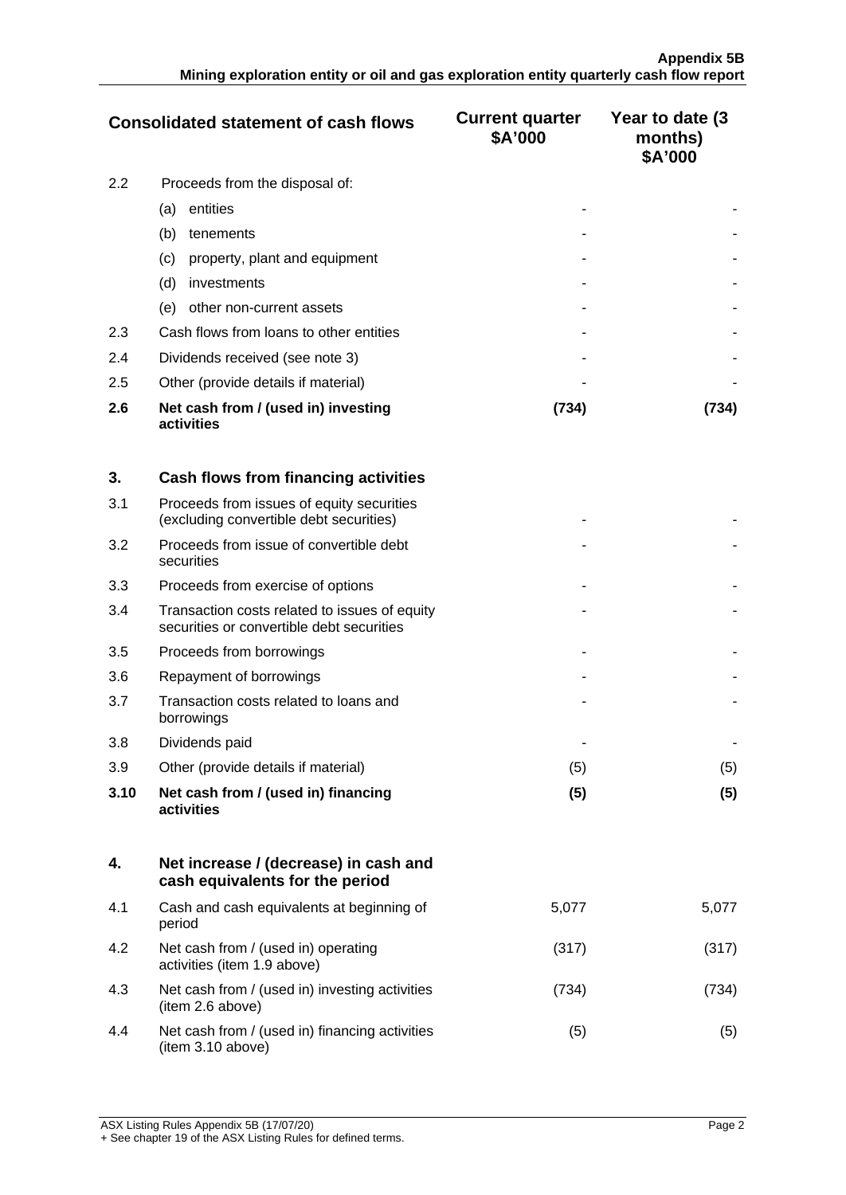| Consolidated statement of cash flows | | Current quarter $A'000 | Year to date (3 months) $A'000 |
|---|---|---|---|
| 2.2 | Proceeds from the disposal of: | | |
| | (a) entities | - | - |
| | (b) tenements | - | - |
| | (c) property, plant and equipment | - | - |
| | (d) investments | - | - |
| | (e) other non-current assets | - | - |
| 2.3 | Cash flows from loans to other entities | - | - |
| 2.4 | Dividends received (see note 3) | - | - |
| 2.5 | Other (provide details if material) | - | - |
| **2.6** | **Net cash from / (used in) investing activities** | **(734)** | **(734)** |
| | | | |
| **3.** | **Cash flows from financing activities** | | |
| 3.1 | Proceeds from issues of equity securities (excluding convertible debt securities) | - | - |
| 3.2 | Proceeds from issue of convertible debt securities | - | - |
| 3.3 | Proceeds from exercise of options | - | - |
| 3.4 | Transaction costs related to issues of equity securities or convertible debt securities | - | - |
| 3.5 | Proceeds from borrowings | - | - |
| 3.6 | Repayment of borrowings | - | - |
| 3.7 | Transaction costs related to loans and borrowings | - | - |
| 3.8 | Dividends paid | - | - |
| 3.9 | Other (provide details if material) | (5) | (5) |
| **3.10** | **Net cash from / (used in) financing activities** | **(5)** | **(5)** |
| | | | |
| **4.** | **Net increase / (decrease) in cash and cash equivalents for the period** | | |
| 4.1 | Cash and cash equivalents at beginning of period | 5,077 | 5,077 |
| 4.2 | Net cash from / (used in) operating activities (item 1.9 above) | (317) | (317) |
| 4.3 | Net cash from / (used in) investing activities (item 2.6 above) | (734) | (734) |
| 4.4 | Net cash from / (used in) financing activities (item 3.10 above) | (5) | (5) |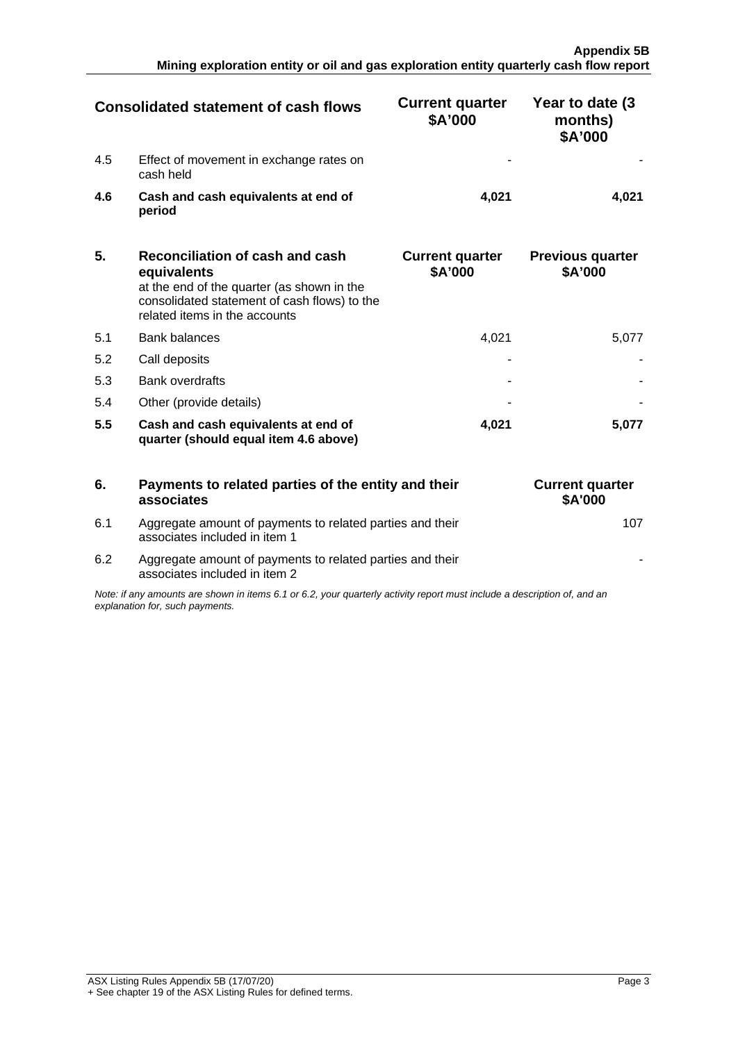| | Consolidated statement of cash flows | Current quarter $A'000 | Year to date (3 months) $A'000 |
|---|---|---|---|
| 4.5 | Effect of movement in exchange rates on cash held | - | - |
| **4.6** | **Cash and cash equivalents at end of period** | **4,021** | **4,021** |

| **5.** | **Reconciliation of cash and cash equivalents** at the end of the quarter (as shown in the consolidated statement of cash flows) to the related items in the accounts | **Current quarter $A'000** | **Previous quarter $A'000** |
|---|---|---|---|
| 5.1 | Bank balances | 4,021 | 5,077 |
| 5.2 | Call deposits | - | - |
| 5.3 | Bank overdrafts | - | - |
| 5.4 | Other (provide details) | - | - |
| **5.5** | **Cash and cash equivalents at end of quarter (should equal item 4.6 above)** | **4,021** | **5,077** |

| **6.** | **Payments to related parties of the entity and their associates** | **Current quarter $A'000** |
|---|---|---|
| 6.1 | Aggregate amount of payments to related parties and their associates included in item 1 | 107 |
| 6.2 | Aggregate amount of payments to related parties and their associates included in item 2 | - |

*Note: if any amounts are shown in items 6.1 or 6.2, your quarterly activity report must include a description of, and an explanation for, such payments.*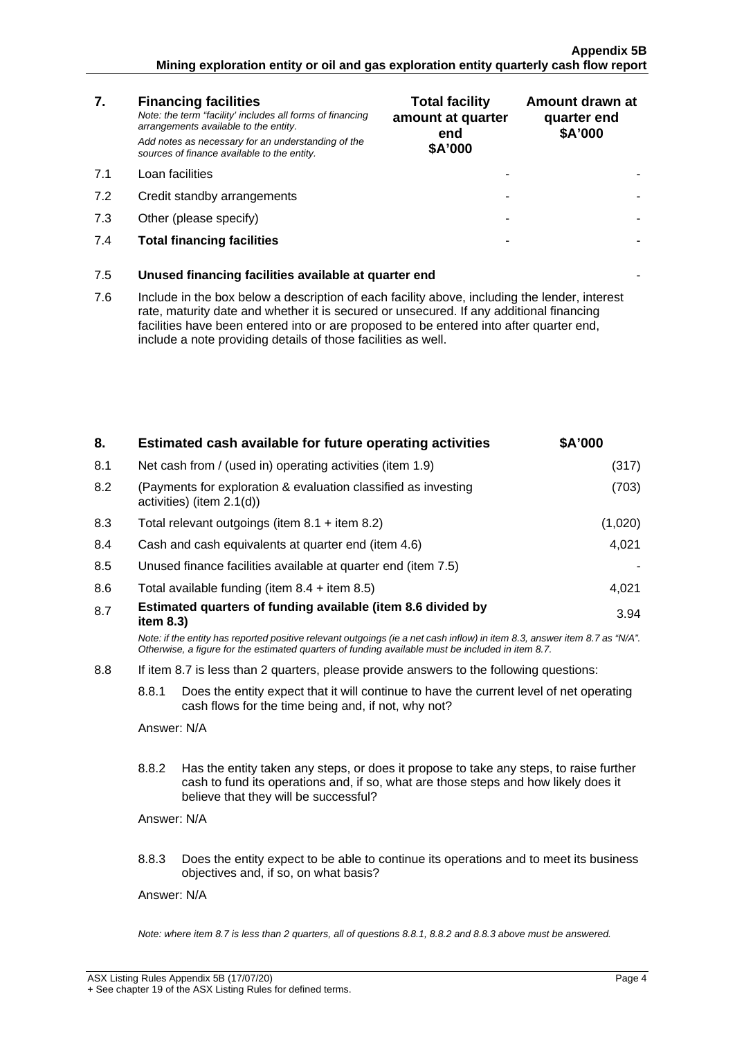| 7. | **Financing facilities** *Note: the term "facility' includes all forms of financing arrangements available to the entity.* *Add notes as necessary for an understanding of the sources of finance available to the entity.* | **Total facility amount at quarter end $A'000** | **Amount drawn at quarter end $A'000** |
|---|---|---|---|
| 7.1 | Loan facilities | - | - |
| 7.2 | Credit standby arrangements | - | - |
| 7.3 | Other (please specify) | - | - |
| 7.4 | **Total financing facilities** | - | - |

| | | |
|---|---|---|
| 7.5 | **Unused financing facilities available at quarter end** | - |

7.6 Include in the box below a description of each facility above, including the lender, interest rate, maturity date and whether it is secured or unsecured. If any additional financing facilities have been entered into or are proposed to be entered into after quarter end, include a note providing details of those facilities as well.

| 8. | **Estimated cash available for future operating activities** | **$A'000** |
|---|---|---|
| 8.1 | Net cash from / (used in) operating activities (item 1.9) | (317) |
| 8.2 | (Payments for exploration & evaluation classified as investing activities) (item 2.1(d)) | (703) |
| 8.3 | Total relevant outgoings (item 8.1 + item 8.2) | (1,020) |
| 8.4 | Cash and cash equivalents at quarter end (item 4.6) | 4,021 |
| 8.5 | Unused finance facilities available at quarter end (item 7.5) | - |
| 8.6 | Total available funding (item 8.4 + item 8.5) | 4,021 |
| 8.7 | **Estimated quarters of funding available (item 8.6 divided by item 8.3)** | 3.94 |

*Note: if the entity has reported positive relevant outgoings (ie a net cash inflow) in item 8.3, answer item 8.7 as "N/A". Otherwise, a figure for the estimated quarters of funding available must be included in item 8.7.*

8.8 If item 8.7 is less than 2 quarters, please provide answers to the following questions:

8.8.1 Does the entity expect that it will continue to have the current level of net operating cash flows for the time being and, if not, why not?

Answer: N/A

8.8.2 Has the entity taken any steps, or does it propose to take any steps, to raise further cash to fund its operations and, if so, what are those steps and how likely does it believe that they will be successful?

Answer: N/A

8.8.3 Does the entity expect to be able to continue its operations and to meet its business objectives and, if so, on what basis?

Answer: N/A

*Note: where item 8.7 is less than 2 quarters, all of questions 8.8.1, 8.8.2 and 8.8.3 above must be answered.*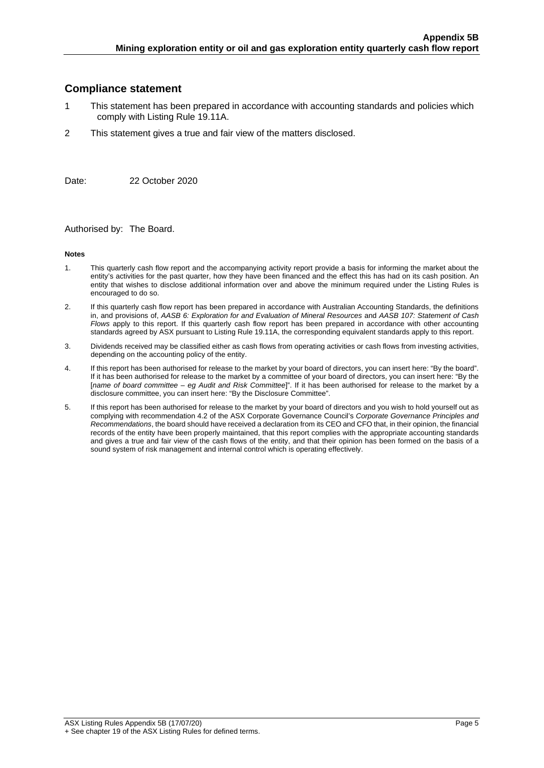## Compliance statement

1 This statement has been prepared in accordance with accounting standards and policies which comply with Listing Rule 19.11A.

2 This statement gives a true and fair view of the matters disclosed.

Date: 22 October 2020

Authorised by: The Board.

**Notes**

1. This quarterly cash flow report and the accompanying activity report provide a basis for informing the market about the entity's activities for the past quarter, how they have been financed and the effect this has had on its cash position. An entity that wishes to disclose additional information over and above the minimum required under the Listing Rules is encouraged to do so.

2. If this quarterly cash flow report has been prepared in accordance with Australian Accounting Standards, the definitions in, and provisions of, *AASB 6: Exploration for and Evaluation of Mineral Resources* and *AASB 107: Statement of Cash Flows* apply to this report. If this quarterly cash flow report has been prepared in accordance with other accounting standards agreed by ASX pursuant to Listing Rule 19.11A, the corresponding equivalent standards apply to this report.

3. Dividends received may be classified either as cash flows from operating activities or cash flows from investing activities, depending on the accounting policy of the entity.

4. If this report has been authorised for release to the market by your board of directors, you can insert here: "By the board". If it has been authorised for release to the market by a committee of your board of directors, you can insert here: "By the [*name of board committee – eg Audit and Risk Committee*]". If it has been authorised for release to the market by a disclosure committee, you can insert here: "By the Disclosure Committee".

5. If this report has been authorised for release to the market by your board of directors and you wish to hold yourself out as complying with recommendation 4.2 of the ASX Corporate Governance Council's *Corporate Governance Principles and Recommendations*, the board should have received a declaration from its CEO and CFO that, in their opinion, the financial records of the entity have been properly maintained, that this report complies with the appropriate accounting standards and gives a true and fair view of the cash flows of the entity, and that their opinion has been formed on the basis of a sound system of risk management and internal control which is operating effectively.